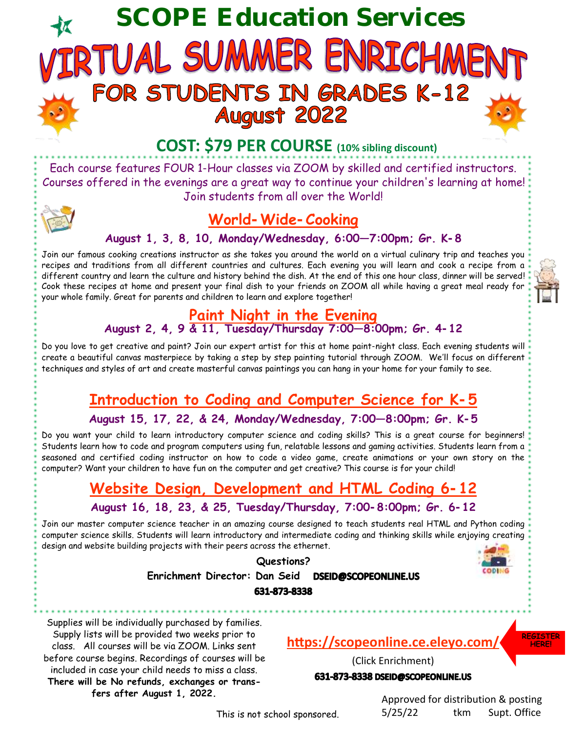# SCOPE Education Services

# VIRTUAL SUMMER ENRICHMENT

## FOR STUDENTS IN GRADES K-12

## August 2022

### COST: $79 PER COURSE (10% sibling discount)

Each course features FOUR 1-Hour classes via ZOOM by skilled and certified instructors. Courses offered in the evenings are a great way to continue your children's learning at home! Join students from all over the World!

## World-Wide-Cooking

**August 1, 3, 8, 10, Monday/Wednesday, 6:00—7:00pm; Gr. K-8**

Join our famous cooking creations instructor as she takes you around the world on a virtual culinary trip and teaches you recipes and traditions from all different countries and cultures. Each evening you will learn and cook a recipe from a different country and learn the culture and history behind the dish. At the end of this one hour class, dinner will be served! Cook these recipes at home and present your final dish to your friends on ZOOM all while having a great meal ready for your whole family. Great for parents and children to learn and explore together!

## Paint Night in the Evening

**August 2, 4, 9 & 11, Tuesday/Thursday 7:00—8:00pm; Gr. 4-12**

Do you love to get creative and paint? Join our expert artist for this at home paint-night class. Each evening students will create a beautiful canvas masterpiece by taking a step by step painting tutorial through ZOOM. We'll focus on different techniques and styles of art and create masterful canvas paintings you can hang in your home for your family to see.

## Introduction to Coding and Computer Science for K-5

**August 15, 17, 22, & 24, Monday/Wednesday, 7:00—8:00pm; Gr. K-5**

Do you want your child to learn introductory computer science and coding skills? This is a great course for beginners! Students learn how to code and program computers using fun, relatable lessons and gaming activities. Students learn from a seasoned and certified coding instructor on how to code a video game, create animations or your own story on the computer? Want your children to have fun on the computer and get creative? This course is for your child!

## Website Design, Development and HTML Coding 6-12

**August 16, 18, 23, & 25, Tuesday/Thursday, 7:00-8:00pm; Gr. 6-12**

Join our master computer science teacher in an amazing course designed to teach students real HTML and Python coding computer science skills. Students will learn introductory and intermediate coding and thinking skills while enjoying creating design and website building projects with their peers across the ethernet.

**Questions?**

**Enrichment Director: Dan Seid DSEID@SCOPEONLINE.US**

**631-873-8338**

Supplies will be individually purchased by families. Supply lists will be provided two weeks prior to class. All courses will be via ZOOM. Links sent before course begins. Recordings of courses will be included in case your child needs to miss a class. **There will be No refunds, exchanges or transfers after August 1, 2022.**

**https://scopeonline.ce.eleyo.com/** REGISTER HERE!

(Click Enrichment)

**631-873-8338 DSEID@SCOPEONLINE.US**

This is not school sponsored.

Approved for distribution & posting
5/25/22 tkm Supt. Office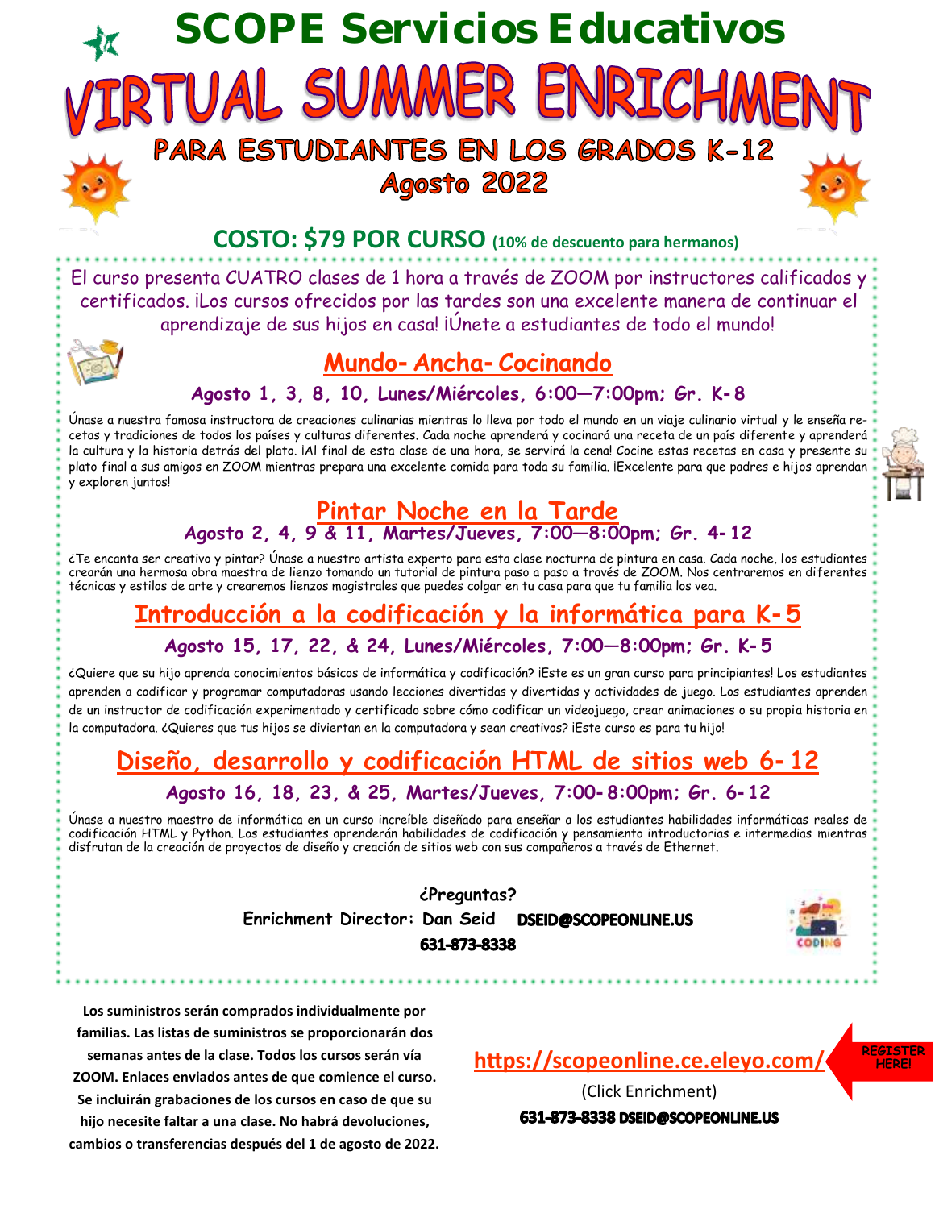# SCOPE Servicios Educativos

# VIRTUAL SUMMER ENRICHMENT

## PARA ESTUDIANTES EN LOS GRADOS K-12

## Agosto 2022

**COSTO: $79 POR CURSO** (10% de descuento para hermanos)

El curso presenta CUATRO clases de 1 hora a través de ZOOM por instructores calificados y certificados. ¡Los cursos ofrecidos por las tardes son una excelente manera de continuar el aprendizaje de sus hijos en casa! ¡Únete a estudiantes de todo el mundo!

## Mundo- Ancha- Cocinando

**Agosto 1, 3, 8, 10, Lunes/Miércoles, 6:00—7:00pm; Gr. K-8**

Únase a nuestra famosa instructora de creaciones culinarias mientras lo lleva por todo el mundo en un viaje culinario virtual y le enseña recetas y tradiciones de todos los países y culturas diferentes. Cada noche aprenderá y cocinará una receta de un país diferente y aprenderá la cultura y la historia detrás del plato. ¡Al final de esta clase de una hora, se servirá la cena! Cocine estas recetas en casa y presente su plato final a sus amigos en ZOOM mientras prepara una excelente comida para toda su familia. ¡Excelente para que padres e hijos aprendan y exploren juntos!

## Pintar Noche en la Tarde

**Agosto 2, 4, 9 & 11, Martes/Jueves, 7:00—8:00pm; Gr. 4-12**

¿Te encanta ser creativo y pintar? Únase a nuestro artista experto para esta clase nocturna de pintura en casa. Cada noche, los estudiantes crearán una hermosa obra maestra de lienzo tomando un tutorial de pintura paso a paso a través de ZOOM. Nos centraremos en diferentes técnicas y estilos de arte y crearemos lienzos magistrales que puedes colgar en tu casa para que tu familia los vea.

## Introducción a la codificación y la informática para K-5

**Agosto 15, 17, 22, & 24, Lunes/Miércoles, 7:00—8:00pm; Gr. K-5**

¿Quiere que su hijo aprenda conocimientos básicos de informática y codificación? ¡Este es un gran curso para principiantes! Los estudiantes aprenden a codificar y programar computadoras usando lecciones divertidas y divertidas y actividades de juego. Los estudiantes aprenden de un instructor de codificación experimentado y certificado sobre cómo codificar un videojuego, crear animaciones o su propia historia en la computadora. ¿Quieres que tus hijos se diviertan en la computadora y sean creativos? ¡Este curso es para tu hijo!

## Diseño, desarrollo y codificación HTML de sitios web 6-12

**Agosto 16, 18, 23, & 25, Martes/Jueves, 7:00-8:00pm; Gr. 6-12**

Únase a nuestro maestro de informática en un curso increíble diseñado para enseñar a los estudiantes habilidades informáticas reales de codificación HTML y Python. Los estudiantes aprenderán habilidades de codificación y pensamiento introductorias e intermedias mientras disfrutan de la creación de proyectos de diseño y creación de sitios web con sus compañeros a través de Ethernet.

**¿Preguntas?**
**Enrichment Director: Dan Seid DSEID@SCOPEONLINE.US**
**631-873-8338**

**Los suministros serán comprados individualmente por familias. Las listas de suministros se proporcionarán dos semanas antes de la clase. Todos los cursos serán vía ZOOM. Enlaces enviados antes de que comience el curso. Se incluirán grabaciones de los cursos en caso de que su hijo necesite faltar a una clase. No habrá devoluciones, cambios o transferencias después del 1 de agosto de 2022.**

https://scopeonline.ce.eleyo.com/ REGISTER HERE!

(Click Enrichment)

**631-873-8338 DSEID@SCOPEONLINE.US**